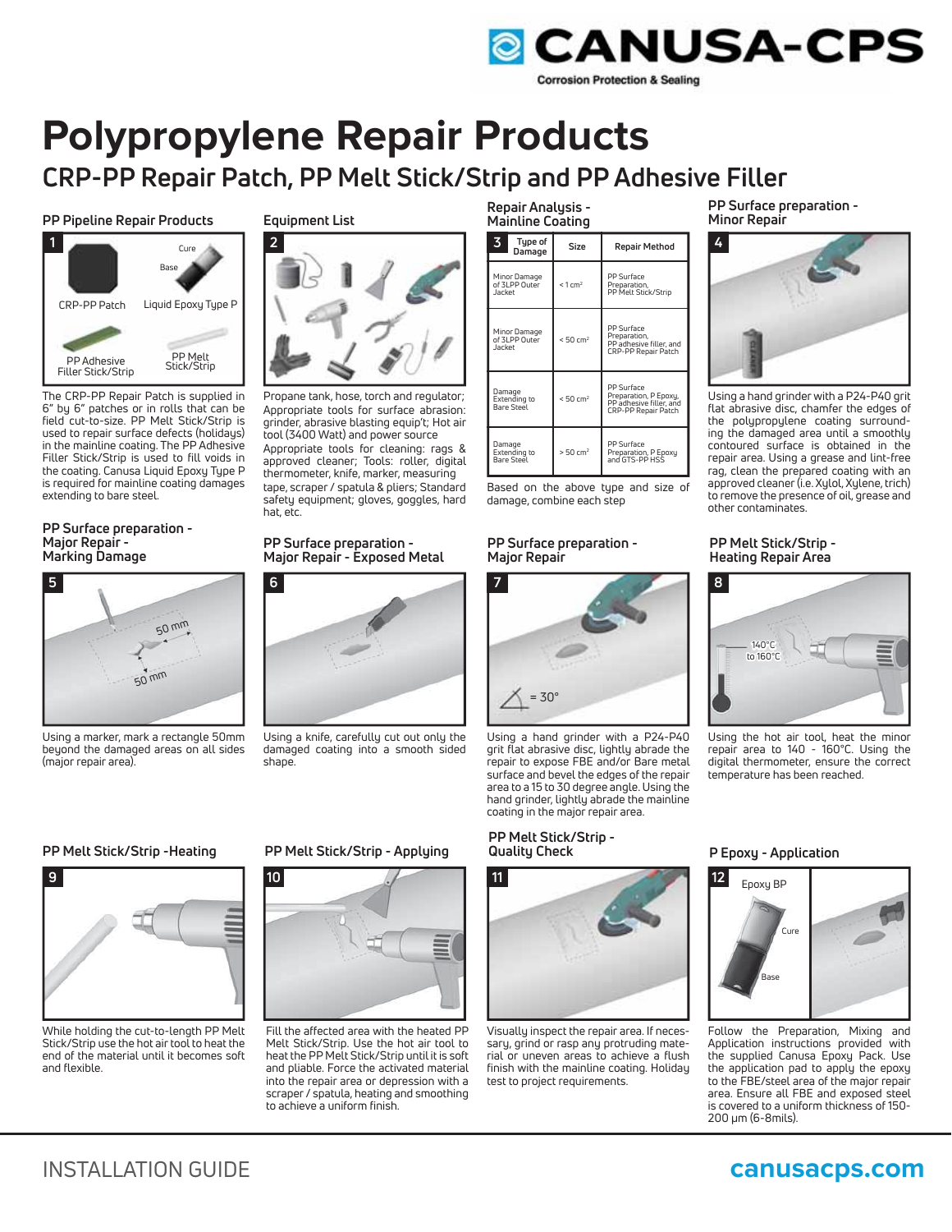# Polypropylene Repair Products

## CRP-PP Repair Patch, PP Melt Stick/Strip and PP Adhesive Filler

### PP Pipeline Repair Products

1

CRP-PP Patch — Liquid Epoxy Type P (Cure, Base) — PP Adhesive Filler Stick/Strip — PP Melt Stick/Strip

The CRP-PP Repair Patch is supplied in 6" by 6" patches or in rolls that can be field cut-to-size. PP Melt Stick/Strip is used to repair surface defects (holidays) in the mainline coating. The PP Adhesive Filler Stick/Strip is used to fill voids in the coating. Canusa Liquid Epoxy Type P is required for mainline coating damages extending to bare steel.

### Equipment List

2

Propane tank, hose, torch and regulator; Appropriate tools for surface abrasion: grinder, abrasive blasting equip't; Hot air tool (3400 Watt) and power source Appropriate tools for cleaning: rags & approved cleaner; Tools: roller, digital thermometer, knife, marker, measuring tape, scraper / spatula & pliers; Standard safety equipment; gloves, goggles, hard hat, etc.

### Repair Analysis - Mainline Coating

| 3 Type of Damage | Size | Repair Method |
|---|---|---|
| Minor Damage of 3LPP Outer Jacket | < 1 cm² | PP Surface Preparation, PP Melt Stick/Strip |
| Minor Damage of 3LPP Outer Jacket | < 50 cm² | PP Surface Preparation, PP adhesive filler, and CRP-PP Repair Patch |
| Damage Extending to Bare Steel | < 50 cm² | PP Surface Preparation, P Epoxy, PP adhesive filler, and CRP-PP Repair Patch |
| Damage Extending to Bare Steel | > 50 cm² | PP Surface Preparation, P Epoxy and GTS-PP HSS |

Based on the above type and size of damage, combine each step

### PP Surface preparation - Minor Repair

4

Using a hand grinder with a P24-P40 grit flat abrasive disc, chamfer the edges of the polypropylene coating surrounding the damaged area until a smoothly contoured surface is obtained in the repair area. Using a grease and lint-free rag, clean the prepared coating with an approved cleaner (i.e. Xylol, Xylene, trich) to remove the presence of oil, grease and other contaminates.

### PP Surface preparation - Major Repair - Marking Damage

5

50 mm / 50 mm

Using a marker, mark a rectangle 50mm beyond the damaged areas on all sides (major repair area).

### PP Surface preparation - Major Repair - Exposed Metal

6

Using a knife, carefully cut out only the damaged coating into a smooth sided shape.

### PP Surface preparation - Major Repair

7

= 30°

Using a hand grinder with a P24-P40 grit flat abrasive disc, lightly abrade the repair to expose FBE and/or Bare metal surface and bevel the edges of the repair area to a 15 to 30 degree angle. Using the hand grinder, lightly abrade the mainline coating in the major repair area.

### PP Melt Stick/Strip - Heating Repair Area

8

140°C to 160°C

Using the hot air tool, heat the minor repair area to 140 - 160°C. Using the digital thermometer, ensure the correct temperature has been reached.

### PP Melt Stick/Strip -Heating

9

While holding the cut-to-length PP Melt Stick/Strip use the hot air tool to heat the end of the material until it becomes soft and flexible.

### PP Melt Stick/Strip - Applying

10

Fill the affected area with the heated PP Melt Stick/Strip. Use the hot air tool to heat the PP Melt Stick/Strip until it is soft and pliable. Force the activated material into the repair area or depression with a scraper / spatula, heating and smoothing to achieve a uniform finish.

### PP Melt Stick/Strip - Quality Check

11

Visually inspect the repair area. If necessary, grind or rasp any protruding material or uneven areas to achieve a flush finish with the mainline coating. Holiday test to project requirements.

### P Epoxy - Application

12

Epoxy BP — Cure — Base

Follow the Preparation, Mixing and Application instructions provided with the supplied Canusa Epoxy Pack. Use the application pad to apply the epoxy to the FBE/steel area of the major repair area. Ensure all FBE and exposed steel is covered to a uniform thickness of 150-200 µm (6-8mils).

INSTALLATION GUIDE — canusacps.com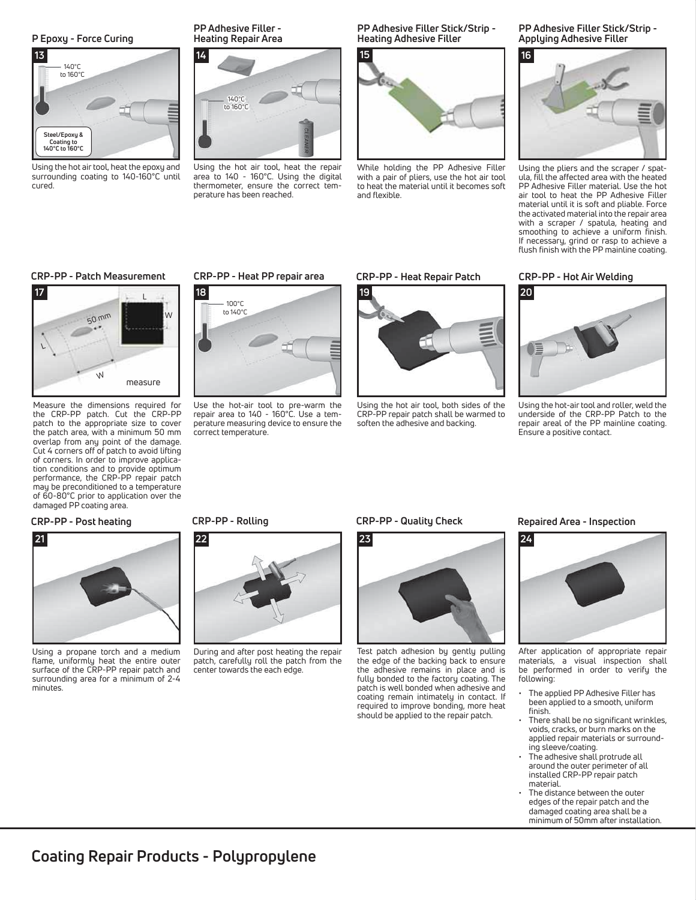### P Epoxy - Force Curing

**13**

Using the hot air tool, heat the epoxy and surrounding coating to 140-160°C until cured.

### PP Adhesive Filler - Heating Repair Area

**14**

Using the hot air tool, heat the repair area to 140 - 160°C. Using the digital thermometer, ensure the correct temperature has been reached.

### PP Adhesive Filler Stick/Strip - Heating Adhesive Filler

**15**

While holding the PP Adhesive Filler with a pair of pliers, use the hot air tool to heat the material until it becomes soft and flexible.

### PP Adhesive Filler Stick/Strip - Applying Adhesive Filler

**16**

Using the pliers and the scraper / spatula, fill the affected area with the heated PP Adhesive Filler material. Use the hot air tool to heat the PP Adhesive Filler material until it is soft and pliable. Force the activated material into the repair area with a scraper / spatula, heating and smoothing to achieve a uniform finish. If necessary, grind or rasp to achieve a flush finish with the PP mainline coating.

### CRP-PP - Patch Measurement

**17**

Measure the dimensions required for the CRP-PP patch. Cut the CRP-PP patch to the appropriate size to cover the patch area, with a minimum 50 mm overlap from any point of the damage. Cut 4 corners off of patch to avoid lifting of corners. In order to improve application conditions and to provide optimum performance, the CRP-PP repair patch may be preconditioned to a temperature of 60-80°C prior to application over the damaged PP coating area.

### CRP-PP - Heat PP repair area

**18**

Use the hot-air tool to pre-warm the repair area to 140 - 160°C. Use a temperature measuring device to ensure the correct temperature.

### CRP-PP - Heat Repair Patch

**19**

Using the hot air tool, both sides of the CRP-PP repair patch shall be warmed to soften the adhesive and backing.

### CRP-PP - Hot Air Welding

**20**

Using the hot-air tool and roller, weld the underside of the CRP-PP Patch to the repair areal of the PP mainline coating. Ensure a positive contact.

### CRP-PP - Post heating

**21**

Using a propane torch and a medium flame, uniformly heat the entire outer surface of the CRP-PP repair patch and surrounding area for a minimum of 2-4 minutes.

### CRP-PP - Rolling

**22**

During and after post heating the repair patch, carefully roll the patch from the center towards the each edge.

### CRP-PP - Quality Check

**23**

Test patch adhesion by gently pulling the edge of the backing back to ensure the adhesive remains in place and is fully bonded to the factory coating. The patch is well bonded when adhesive and coating remain intimately in contact. If required to improve bonding, more heat should be applied to the repair patch.

### Repaired Area - Inspection

**24**

After application of appropriate repair materials, a visual inspection shall be performed in order to verify the following:

- The applied PP Adhesive Filler has been applied to a smooth, uniform finish.
- There shall be no significant wrinkles, voids, cracks, or burn marks on the applied repair materials or surrounding sleeve/coating.
- The adhesive shall protrude all around the outer perimeter of all installed CRP-PP repair patch material.
- The distance between the outer edges of the repair patch and the damaged coating area shall be a minimum of 50mm after installation.

## Coating Repair Products - Polypropylene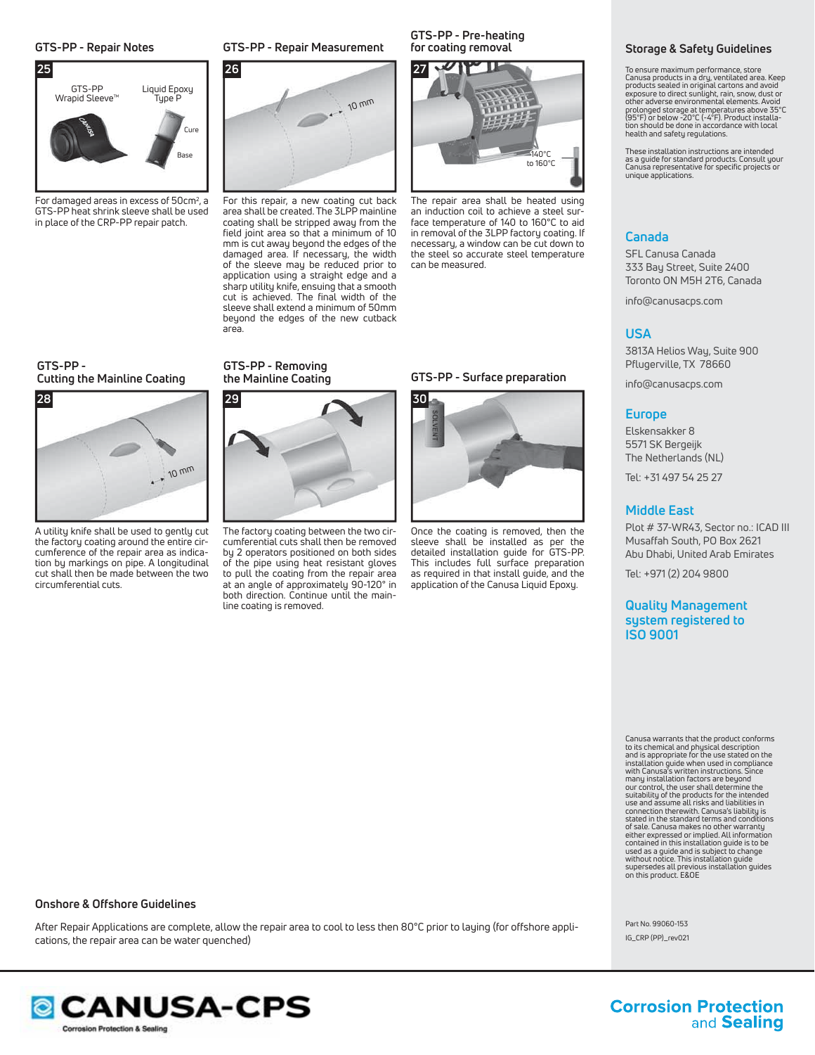## GTS-PP - Repair Notes

**25**

GTS-PP Wrapid Sleeve™

Liquid Epoxy Type P

Cure

Base

For damaged areas in excess of 50cm², a GTS-PP heat shrink sleeve shall be used in place of the CRP-PP repair patch.

## GTS-PP - Repair Measurement

**26**

10 mm

For this repair, a new coating cut back area shall be created. The 3LPP mainline coating shall be stripped away from the field joint area so that a minimum of 10 mm is cut away beyond the edges of the damaged area. If necessary, the width of the sleeve may be reduced prior to application using a straight edge and a sharp utility knife, ensuing that a smooth cut is achieved. The final width of the sleeve shall extend a minimum of 50mm beyond the edges of the new cutback area.

## GTS-PP - Pre-heating for coating removal

**27**

140°C to 160°C

The repair area shall be heated using an induction coil to achieve a steel surface temperature of 140 to 160°C to aid in removal of the 3LPP factory coating. If necessary, a window can be cut down to the steel so accurate steel temperature can be measured.

## GTS-PP - Cutting the Mainline Coating

**28**

10 mm

A utility knife shall be used to gently cut the factory coating around the entire circumference of the repair area as indication by markings on pipe. A longitudinal cut shall then be made between the two circumferential cuts.

## GTS-PP - Removing the Mainline Coating

**29**

The factory coating between the two circumferential cuts shall then be removed by 2 operators positioned on both sides of the pipe using heat resistant gloves to pull the coating from the repair area at an angle of approximately 90-120° in both direction. Continue until the mainline coating is removed.

## GTS-PP - Surface preparation

**30**

SOLVENT

Once the coating is removed, then the sleeve shall be installed as per the detailed installation guide for GTS-PP. This includes full surface preparation as required in that install guide, and the application of the Canusa Liquid Epoxy.

## Onshore & Offshore Guidelines

After Repair Applications are complete, allow the repair area to cool to less then 80°C prior to laying (for offshore applications, the repair area can be water quenched)

## Storage & Safety Guidelines

To ensure maximum performance, store Canusa products in a dry, ventilated area. Keep products sealed in original cartons and avoid exposure to direct sunlight, rain, snow, dust or other adverse environmental elements. Avoid prolonged storage at temperatures above 35°C (95°F) or below -20°C (-4°F). Product installation should be done in accordance with local health and safety regulations.

These installation instructions are intended as a guide for standard products. Consult your Canusa representative for specific projects or unique applications.

## Canada

SFL Canusa Canada
333 Bay Street, Suite 2400
Toronto ON M5H 2T6, Canada

info@canusacps.com

## USA

3813A Helios Way, Suite 900
Pflugerville, TX 78660

info@canusacps.com

## Europe

Elskensakker 8
5571 SK Bergeijk
The Netherlands (NL)

Tel: +31 497 54 25 27

## Middle East

Plot # 37-WR43, Sector no.: ICAD III
Musaffah South, PO Box 2621
Abu Dhabi, United Arab Emirates

Tel: +971 (2) 204 9800

## Quality Management system registered to ISO 9001

Canusa warrants that the product conforms to its chemical and physical description and is appropriate for the use stated on the installation guide when used in compliance with Canusa's written instructions. Since many installation factors are beyond our control, the user shall determine the suitability of the products for the intended use and assume all risks and liabilities in connection therewith. Canusa's liability is stated in the standard terms and conditions of sale. Canusa makes no other warranty either expressed or implied. All information contained in this installation guide is to be used as a guide and is subject to change without notice. This installation guide supersedes all previous installation guides on this product. E&OE

Part No. 99060-153

IG_CRP (PP)_rev021

CANUSA-CPS
Corrosion Protection & Sealing

**Corrosion Protection and Sealing**